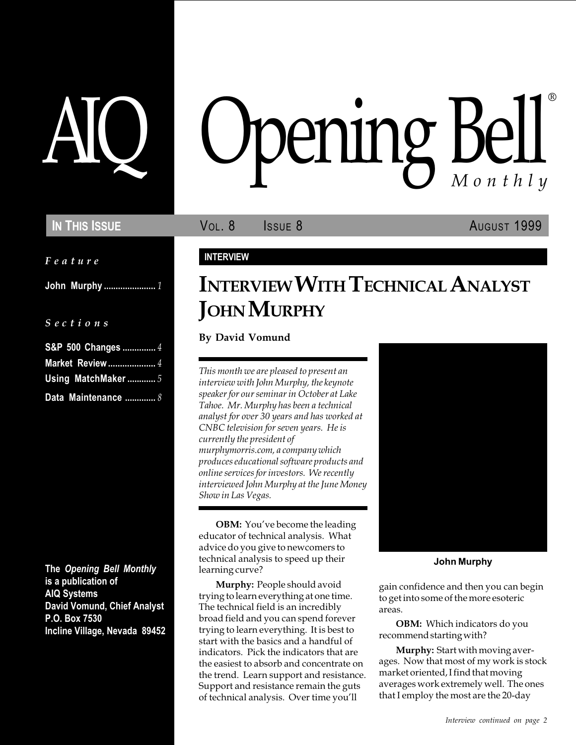# AIQ Opening Bell® Monthly

**IN THIS ISSUE** | VOL. 8 | ISSUE 8 | AUGUST 1999

*Feature*

John Murphy ...................... *1*

*Sections*

S&P 500 Changes .............. *4*
Market Review .................... *4*
Using MatchMaker ............ *5*
Data Maintenance ............. *8*

**The *Opening Bell Monthly* is a publication of AIQ Systems**
**David Vomund, Chief Analyst**
**P.O. Box 7530**
**Incline Village, Nevada 89452**

**INTERVIEW**

# INTERVIEW WITH TECHNICAL ANALYST JOHN MURPHY

**By David Vomund**

*This month we are pleased to present an interview with John Murphy, the keynote speaker for our seminar in October at Lake Tahoe. Mr. Murphy has been a technical analyst for over 30 years and has worked at CNBC television for seven years. He is currently the president of murphymorris.com, a company which produces educational software products and online services for investors. We recently interviewed John Murphy at the June Money Show in Las Vegas.*

**OBM:** You've become the leading educator of technical analysis. What advice do you give to newcomers to technical analysis to speed up their learning curve?

**Murphy:** People should avoid trying to learn everything at one time. The technical field is an incredibly broad field and you can spend forever trying to learn everything. It is best to start with the basics and a handful of indicators. Pick the indicators that are the easiest to absorb and concentrate on the trend. Learn support and resistance. Support and resistance remain the guts of technical analysis. Over time you'll gain confidence and then you can begin to get into some of the more esoteric areas.

**John Murphy**

**OBM:** Which indicators do you recommend starting with?

**Murphy:** Start with moving averages. Now that most of my work is stock market oriented, I find that moving averages work extremely well. The ones that I employ the most are the 20-day

*Interview continued on page 2*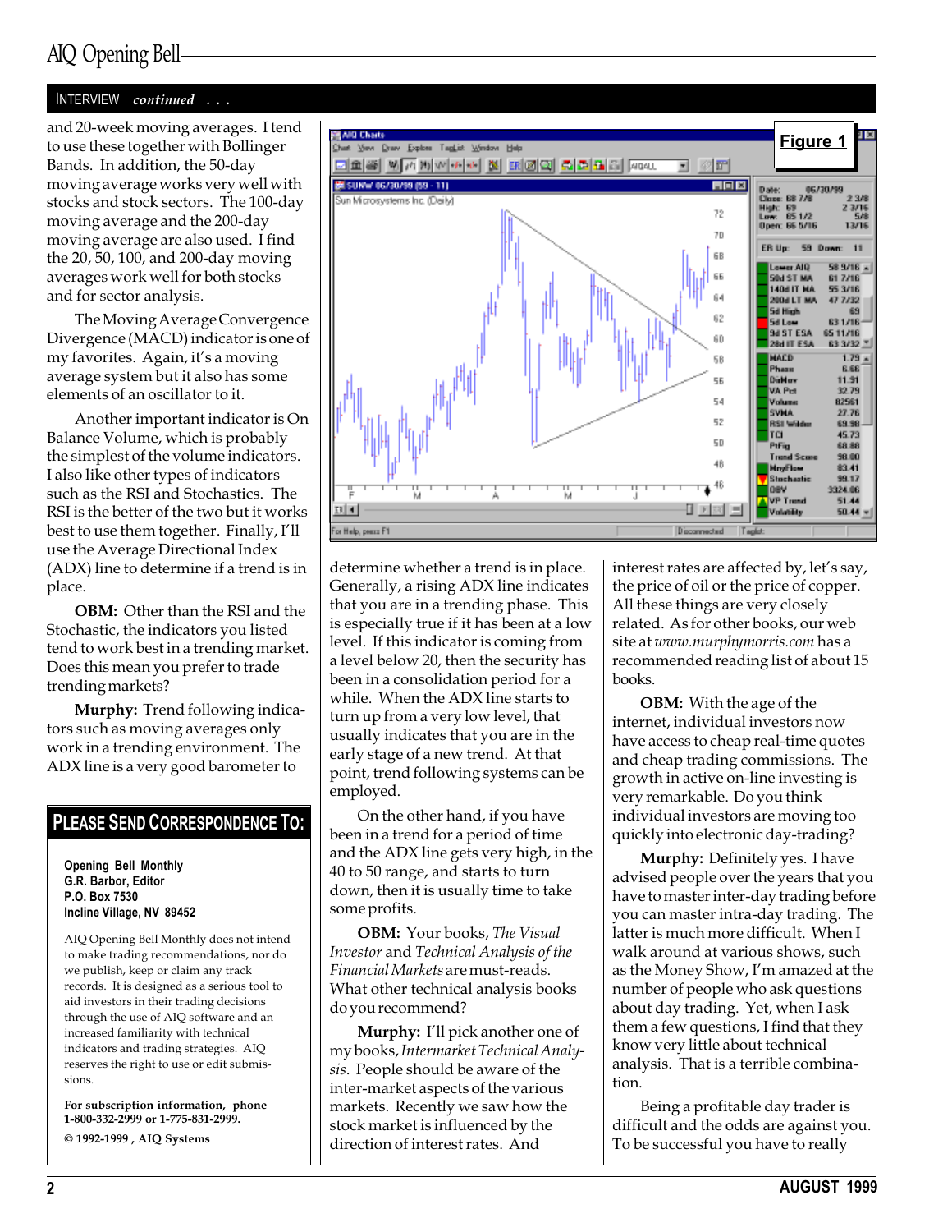## INTERVIEW *continued . . .*

and 20-week moving averages. I tend to use these together with Bollinger Bands. In addition, the 50-day moving average works very well with stocks and stock sectors. The 100-day moving average and the 200-day moving average are also used. I find the 20, 50, 100, and 200-day moving averages work well for both stocks and for sector analysis.

The Moving Average Convergence Divergence (MACD) indicator is one of my favorites. Again, it's a moving average system but it also has some elements of an oscillator to it.

Another important indicator is On Balance Volume, which is probably the simplest of the volume indicators. I also like other types of indicators such as the RSI and Stochastics. The RSI is the better of the two but it works best to use them together. Finally, I'll use the Average Directional Index (ADX) line to determine if a trend is in place.

**OBM:** Other than the RSI and the Stochastic, the indicators you listed tend to work best in a trending market. Does this mean you prefer to trade trending markets?

**Murphy:** Trend following indicators such as moving averages only work in a trending environment. The ADX line is a very good barometer to determine whether a trend is in place. Generally, a rising ADX line indicates that you are in a trending phase. This is especially true if it has been at a low level. If this indicator is coming from a level below 20, then the security has been in a consolidation period for a while. When the ADX line starts to turn up from a very low level, that usually indicates that you are in the early stage of a new trend. At that point, trend following systems can be employed.

On the other hand, if you have been in a trend for a period of time and the ADX line gets very high, in the 40 to 50 range, and starts to turn down, then it is usually time to take some profits.

**Figure 1**

**OBM:** Your books, *The Visual Investor* and *Technical Analysis of the Financial Markets* are must-reads. What other technical analysis books do you recommend?

**Murphy:** I'll pick another one of my books, *Intermarket Technical Analysis*. People should be aware of the inter-market aspects of the various markets. Recently we saw how the stock market is influenced by the direction of interest rates. And interest rates are affected by, let's say, the price of oil or the price of copper. All these things are very closely related. As for other books, our web site at *www.murphymorris.com* has a recommended reading list of about 15 books.

**OBM:** With the age of the internet, individual investors now have access to cheap real-time quotes and cheap trading commissions. The growth in active on-line investing is very remarkable. Do you think individual investors are moving too quickly into electronic day-trading?

**Murphy:** Definitely yes. I have advised people over the years that you have to master inter-day trading before you can master intra-day trading. The latter is much more difficult. When I walk around at various shows, such as the Money Show, I'm amazed at the number of people who ask questions about day trading. Yet, when I ask them a few questions, I find that they know very little about technical analysis. That is a terrible combination.

Being a profitable day trader is difficult and the odds are against you. To be successful you have to really

---

### PLEASE SEND CORRESPONDENCE TO:

**Opening Bell Monthly**
**G.R. Barbor, Editor**
**P.O. Box 7530**
**Incline Village, NV 89452**

AIQ Opening Bell Monthly does not intend to make trading recommendations, nor do we publish, keep or claim any track records. It is designed as a serious tool to aid investors in their trading decisions through the use of AIQ software and an increased familiarity with technical indicators and trading strategies. AIQ reserves the right to use or edit submissions.

**For subscription information, phone 1-800-332-2999 or 1-775-831-2999.**

**© 1992-1999 , AIQ Systems**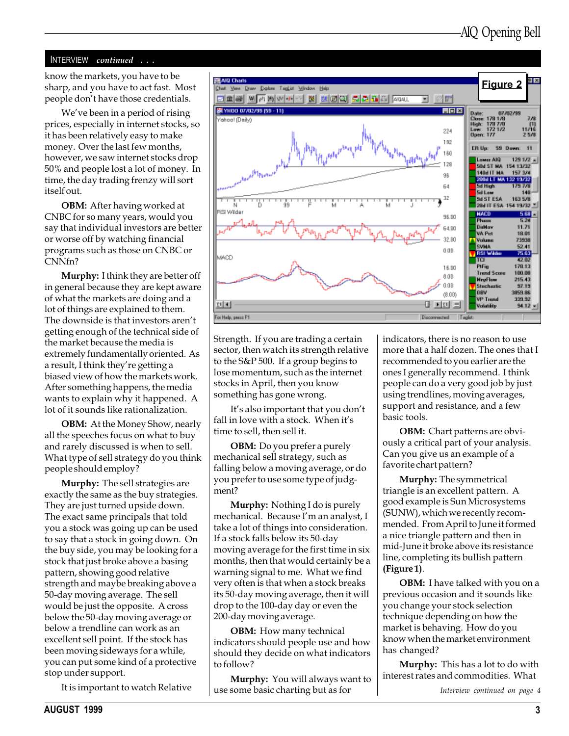INTERVIEW *continued* . . .

know the markets, you have to be sharp, and you have to act fast. Most people don't have those credentials.

We've been in a period of rising prices, especially in internet stocks, so it has been relatively easy to make money. Over the last few months, however, we saw internet stocks drop 50% and people lost a lot of money. In time, the day trading frenzy will sort itself out.

**OBM:** After having worked at CNBC for so many years, would you say that individual investors are better or worse off by watching financial programs such as those on CNBC or CNNfn?

**Murphy:** I think they are better off in general because they are kept aware of what the markets are doing and a lot of things are explained to them. The downside is that investors aren't getting enough of the technical side of the market because the media is extremely fundamentally oriented. As a result, I think they're getting a biased view of how the markets work. After something happens, the media wants to explain why it happened. A lot of it sounds like rationalization.

**OBM:** At the Money Show, nearly all the speeches focus on what to buy and rarely discussed is when to sell. What type of sell strategy do you think people should employ?

**Murphy:** The sell strategies are exactly the same as the buy strategies. They are just turned upside down. The exact same principals that told you a stock was going up can be used to say that a stock in going down. On the buy side, you may be looking for a stock that just broke above a basing pattern, showing good relative strength and maybe breaking above a 50-day moving average. The sell would be just the opposite. A cross below the 50-day moving average or below a trendline can work as an excellent sell point. If the stock has been moving sideways for a while, you can put some kind of a protective stop under support.

It is important to watch Relative Strength. If you are trading a certain sector, then watch its strength relative to the S&P 500. If a group begins to lose momentum, such as the internet stocks in April, then you know something has gone wrong.

It's also important that you don't fall in love with a stock. When it's time to sell, then sell it.

**OBM:** Do you prefer a purely mechanical sell strategy, such as falling below a moving average, or do you prefer to use some type of judgment?

**Murphy:** Nothing I do is purely mechanical. Because I'm an analyst, I take a lot of things into consideration. If a stock falls below its 50-day moving average for the first time in six months, then that would certainly be a warning signal to me. What we find very often is that when a stock breaks its 50-day moving average, then it will drop to the 100-day day or even the 200-day moving average.

**OBM:** How many technical indicators should people use and how should they decide on what indicators to follow?

**Murphy:** You will always want to use some basic charting but as for indicators, there is no reason to use more that a half dozen. The ones that I recommended to you earlier are the ones I generally recommend. I think people can do a very good job by just using trendlines, moving averages, support and resistance, and a few basic tools.

**OBM:** Chart patterns are obviously a critical part of your analysis. Can you give us an example of a favorite chart pattern?

**Murphy:** The symmetrical triangle is an excellent pattern. A good example is Sun Microsystems (SUNW), which we recently recommended. From April to June it formed a nice triangle pattern and then in mid-June it broke above its resistance line, completing its bullish pattern **(Figure 1)**.

**OBM:** I have talked with you on a previous occasion and it sounds like you change your stock selection technique depending on how the market is behaving. How do you know when the market environment has changed?

**Murphy:** This has a lot to do with interest rates and commodities. What

*Interview continued on page 4*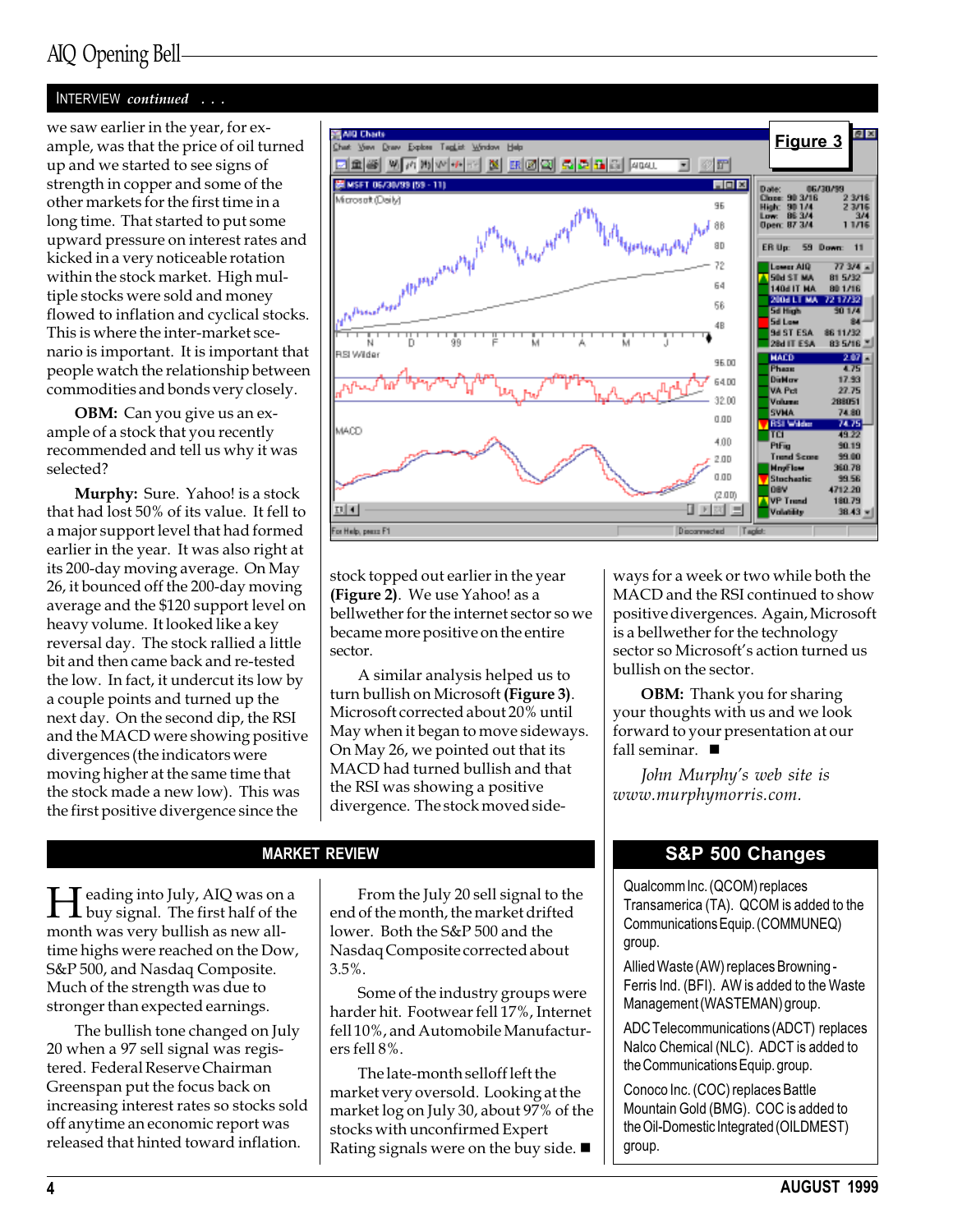## INTERVIEW *continued . . .*

we saw earlier in the year, for example, was that the price of oil turned up and we started to see signs of strength in copper and some of the other markets for the first time in a long time. That started to put some upward pressure on interest rates and kicked in a very noticeable rotation within the stock market. High multiple stocks were sold and money flowed to inflation and cyclical stocks. This is where the inter-market scenario is important. It is important that people watch the relationship between commodities and bonds very closely.

**OBM:** Can you give us an example of a stock that you recently recommended and tell us why it was selected?

**Murphy:** Sure. Yahoo! is a stock that had lost 50% of its value. It fell to a major support level that had formed earlier in the year. It was also right at its 200-day moving average. On May 26, it bounced off the 200-day moving average and the $120 support level on heavy volume. It looked like a key reversal day. The stock rallied a little bit and then came back and re-tested the low. In fact, it undercut its low by a couple points and turned up the next day. On the second dip, the RSI and the MACD were showing positive divergences (the indicators were moving higher at the same time that the stock made a new low). This was the first positive divergence since the stock topped out earlier in the year **(Figure 2)**. We use Yahoo! as a bellwether for the internet sector so we became more positive on the entire sector.

Figure 3

A similar analysis helped us to turn bullish on Microsoft **(Figure 3)**. Microsoft corrected about 20% until May when it began to move sideways. On May 26, we pointed out that its MACD had turned bullish and that the RSI was showing a positive divergence. The stock moved sideways for a week or two while both the MACD and the RSI continued to show positive divergences. Again, Microsoft is a bellwether for the technology sector so Microsoft's action turned us bullish on the sector.

**OBM:** Thank you for sharing your thoughts with us and we look forward to your presentation at our fall seminar. ■

*John Murphy's web site is www.murphymorris.com.*

## MARKET REVIEW

Heading into July, AIQ was on a buy signal. The first half of the month was very bullish as new all-time highs were reached on the Dow, S&P 500, and Nasdaq Composite. Much of the strength was due to stronger than expected earnings.

The bullish tone changed on July 20 when a 97 sell signal was registered. Federal Reserve Chairman Greenspan put the focus back on increasing interest rates so stocks sold off anytime an economic report was released that hinted toward inflation.

From the July 20 sell signal to the end of the month, the market drifted lower. Both the S&P 500 and the Nasdaq Composite corrected about 3.5%.

Some of the industry groups were harder hit. Footwear fell 17%, Internet fell 10%, and Automobile Manufacturers fell 8%.

The late-month selloff left the market very oversold. Looking at the market log on July 30, about 97% of the stocks with unconfirmed Expert Rating signals were on the buy side. ■

## S&P 500 Changes

Qualcomm Inc. (QCOM) replaces Transamerica (TA). QCOM is added to the Communications Equip. (COMMUNEQ) group.

Allied Waste (AW) replaces Browning-Ferris Ind. (BFI). AW is added to the Waste Management (WASTEMAN) group.

ADC Telecommunications (ADCT) replaces Nalco Chemical (NLC). ADCT is added to the Communications Equip. group.

Conoco Inc. (COC) replaces Battle Mountain Gold (BMG). COC is added to the Oil-Domestic Integrated (OILDMEST) group.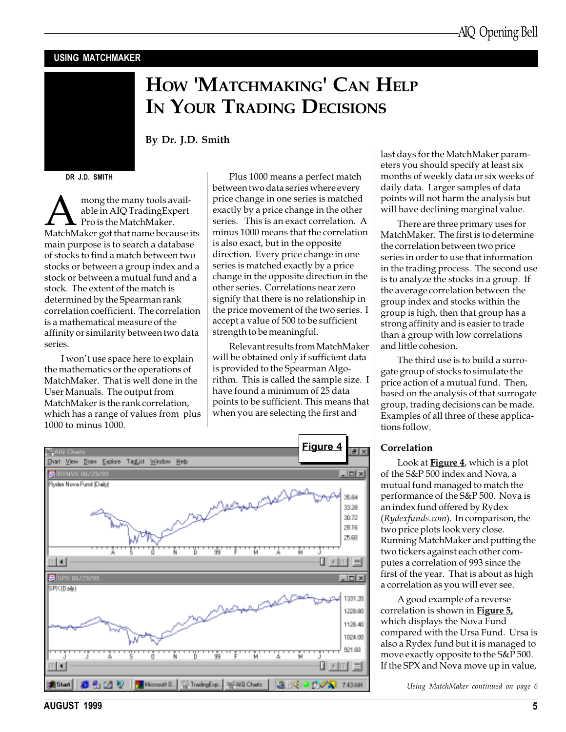## USING MATCHMAKER

# How 'Matchmaking' Can Help In Your Trading Decisions

**By Dr. J.D. Smith**

DR J.D. SMITH

Among the many tools available in AIQ TradingExpert Pro is the MatchMaker. MatchMaker got that name because its main purpose is to search a database of stocks to find a match between two stocks or between a group index and a stock or between a mutual fund and a stock. The extent of the match is determined by the Spearman rank correlation coefficient. The correlation is a mathematical measure of the affinity or similarity between two data series.

I won't use space here to explain the mathematics or the operations of MatchMaker. That is well done in the User Manuals. The output from MatchMaker is the rank correlation, which has a range of values from plus 1000 to minus 1000.

Plus 1000 means a perfect match between two data series where every price change in one series is matched exactly by a price change in the other series. This is an exact correlation. A minus 1000 means that the correlation is also exact, but in the opposite direction. Every price change in one series is matched exactly by a price change in the opposite direction in the other series. Correlations near zero signify that there is no relationship in the price movement of the two series. I accept a value of 500 to be sufficient strength to be meaningful.

Relevant results from MatchMaker will be obtained only if sufficient data is provided to the Spearman Algorithm. This is called the sample size. I have found a minimum of 25 data points to be sufficient. This means that when you are selecting the first and last days for the MatchMaker parameters you should specify at least six months of weekly data or six weeks of daily data. Larger samples of data points will not harm the analysis but will have declining marginal value.

There are three primary uses for MatchMaker. The first is to determine the correlation between two price series in order to use that information in the trading process. The second use is to analyze the stocks in a group. If the average correlation between the group index and stocks within the group is high, then that group has a strong affinity and is easier to trade than a group with low correlations and little cohesion.

The third use is to build a surrogate group of stocks to simulate the price action of a mutual fund. Then, based on the analysis of that surrogate group, trading decisions can be made. Examples of all three of these applications follow.

**Figure 4**

### Correlation

Look at **Figure 4**, which is a plot of the S&P 500 index and Nova, a mutual fund managed to match the performance of the S&P 500. Nova is an index fund offered by Rydex (*Rydexfunds.com*). In comparison, the two price plots look very close. Running MatchMaker and putting the two tickers against each other computes a correlation of 993 since the first of the year. That is about as high a correlation as you will ever see.

A good example of a reverse correlation is shown in **Figure 5,** which displays the Nova Fund compared with the Ursa Fund. Ursa is also a Rydex fund but it is managed to move exactly opposite to the S&P 500. If the SPX and Nova move up in value,

*Using MatchMaker continued on page 6*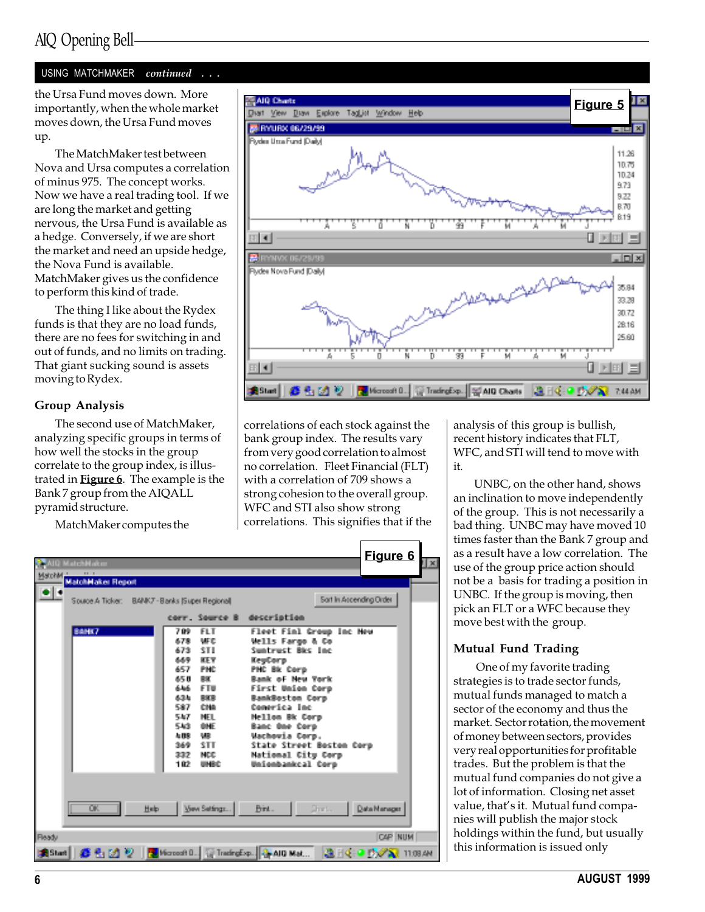## USING MATCHMAKER *continued . . .*

the Ursa Fund moves down. More importantly, when the whole market moves down, the Ursa Fund moves up.

The MatchMaker test between Nova and Ursa computes a correlation of minus 975. The concept works. Now we have a real trading tool. If we are long the market and getting nervous, the Ursa Fund is available as a hedge. Conversely, if we are short the market and need an upside hedge, the Nova Fund is available. MatchMaker gives us the confidence to perform this kind of trade.

The thing I like about the Rydex funds is that they are no load funds, there are no fees for switching in and out of funds, and no limits on trading. That giant sucking sound is assets moving to Rydex.

Figure 5

### Group Analysis

The second use of MatchMaker, analyzing specific groups in terms of how well the stocks in the group correlate to the group index, is illustrated in **Figure 6**. The example is the Bank 7 group from the AIQALL pyramid structure.

MatchMaker computes the correlations of each stock against the bank group index. The results vary from very good correlation to almost no correlation. Fleet Financial (FLT) with a correlation of 709 shows a strong cohesion to the overall group. WFC and STI also show strong correlations. This signifies that if the analysis of this group is bullish, recent history indicates that FLT, WFC, and STI will tend to move with it.

UNBC, on the other hand, shows an inclination to move independently of the group. This is not necessarily a bad thing. UNBC may have moved 10 times faster than the Bank 7 group and as a result have a low correlation. The use of the group price action should not be a basis for trading a position in UNBC. If the group is moving, then pick an FLT or a WFC because they move best with the group.

Figure 6

### Mutual Fund Trading

One of my favorite trading strategies is to trade sector funds, mutual funds managed to match a sector of the economy and thus the market. Sector rotation, the movement of money between sectors, provides very real opportunities for profitable trades. But the problem is that the mutual fund companies do not give a lot of information. Closing net asset value, that's it. Mutual fund companies will publish the major stock holdings within the fund, but usually this information is issued only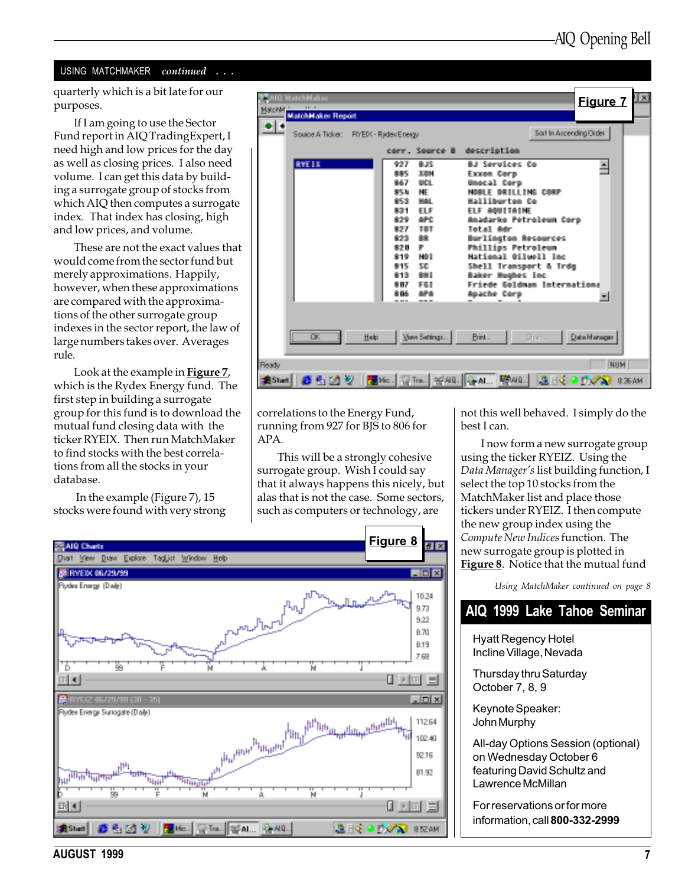## USING MATCHMAKER *continued . . .*

quarterly which is a bit late for our purposes.

If I am going to use the Sector Fund report in AIQ TradingExpert, I need high and low prices for the day as well as closing prices. I also need volume. I can get this data by building a surrogate group of stocks from which AIQ then computes a surrogate index. That index has closing, high and low prices, and volume.

These are not the exact values that would come from the sector fund but merely approximations. Happily, however, when these approximations are compared with the approximations of the other surrogate group indexes in the sector report, the law of large numbers takes over. Averages rule.

Look at the example in **Figure 7**, which is the Rydex Energy fund. The first step in building a surrogate group for this fund is to download the mutual fund closing data with the ticker RYEIX. Then run MatchMaker to find stocks with the best correlations from all the stocks in your database.

In the example (Figure 7), 15 stocks were found with very strong correlations to the Energy Fund, running from 927 for BJS to 806 for APA.

This will be a strongly cohesive surrogate group. Wish I could say that it always happens this nicely, but alas that is not the case. Some sectors, such as computers or technology, are not this well behaved. I simply do the best I can.

I now form a new surrogate group using the ticker RYEIZ. Using the *Data Manager's* list building function, I select the top 10 stocks from the MatchMaker list and place those tickers under RYEIZ. I then compute the new group index using the *Compute New Indices* function. The new surrogate group is plotted in **Figure 8**. Notice that the mutual fund

*Using MatchMaker continued on page 8*

**Figure 7**

MatchMaker Report — Source A Ticker: RYEIX - Rydex Energy

| corr. | Source B | description |
|---|---|---|
| 927 | BJS | BJ Services Co |
| 885 | XON | Exxon Corp |
| 867 | UCL | Unocal Corp |
| 854 | NE | NOBLE DRILLING CORP |
| 853 | HAL | Halliburton Co |
| 831 | ELF | ELF AQUITAINE |
| 829 | APC | Anadarko Petroleum Corp |
| 827 | TOT | Total Adr |
| 823 | BR | Burlington Resources |
| 820 | P | Phillips Petroleum |
| 819 | NOI | National Oilwell Inc |
| 815 | SC | Shell Transport & Trdg |
| 813 | BHI | Baker Hughes Inc |
| 807 | FGI | Friede Goldman International |
| 806 | APA | Apache Corp |

**Figure 8**

## AIQ 1999 Lake Tahoe Seminar

Hyatt Regency Hotel
Incline Village, Nevada

Thursday thru Saturday
October 7, 8, 9

Keynote Speaker:
John Murphy

All-day Options Session (optional) on Wednesday October 6 featuring David Schultz and Lawrence McMillan

For reservations or for more information, call **800-332-2999**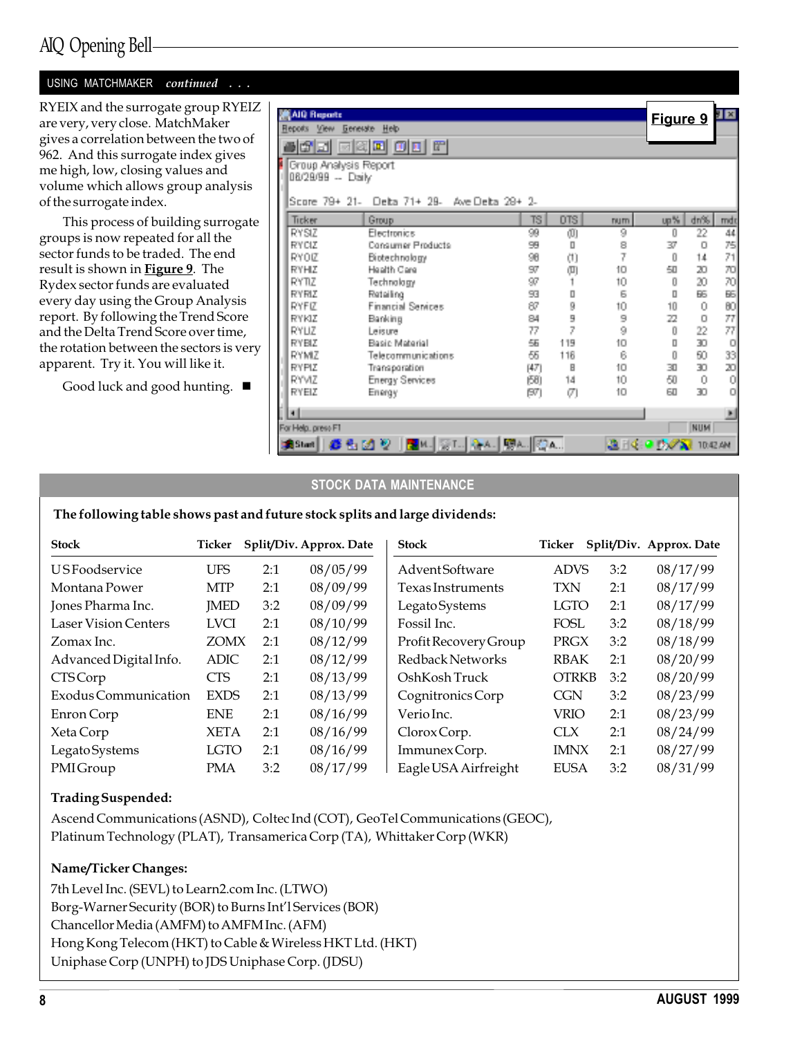## USING MATCHMAKER *continued . . .*

RYEIX and the surrogate group RYEIZ are very, very close. MatchMaker gives a correlation between the two of 962. And this surrogate index gives me high, low, closing values and volume which allows group analysis of the surrogate index.

This process of building surrogate groups is now repeated for all the sector funds to be traded. The end result is shown in **Figure 9**. The Rydex sector funds are evaluated every day using the Group Analysis report. By following the Trend Score and the Delta Trend Score over time, the rotation between the sectors is very apparent. Try it. You will like it.

Good luck and good hunting. ■

**Figure 9**

AIQ Reports
Reports View Generate Help

Group Analysis Report
08/29/99 -- Daily

Score 79+ 21- Delta 71+ 29- Ave Delta 28+ 2-

| Ticker | Group | TS | DTS | num | up% | dn% | mdr |
|---|---|---|---|---|---|---|---|
| RYSIZ | Electronics | 99 | (0) | 9 | 0 | 22 | 44 |
| RYCIZ | Consumer Products | 99 | 0 | 8 | 37 | 0 | 75 |
| RYOIZ | Biotechnology | 98 | (1) | 7 | 0 | 14 | 71 |
| RYHIZ | Health Care | 97 | (0) | 10 | 50 | 20 | 70 |
| RYTIZ | Technology | 97 | 1 | 10 | 0 | 20 | 70 |
| RYRIZ | Retailing | 93 | 0 | 6 | 0 | 66 | 66 |
| RYFIZ | Financial Services | 87 | 9 | 10 | 10 | 0 | 80 |
| RYKIZ | Banking | 84 | 9 | 9 | 22 | 0 | 77 |
| RYLIZ | Leisure | 77 | 7 | 9 | 0 | 22 | 77 |
| RYBIZ | Basic Material | 56 | 119 | 10 | 0 | 30 | 0 |
| RYMIZ | Telecommunications | 55 | 116 | 6 | 0 | 50 | 33 |
| RYPIZ | Transporation | (47) | 8 | 10 | 30 | 30 | 20 |
| RYVIZ | Energy Services | (58) | 14 | 10 | 50 | 0 | 0 |
| RYEIZ | Energy | (97) | (7) | 10 | 60 | 30 | 0 |

For Help, press F1

## STOCK DATA MAINTENANCE

**The following table shows past and future stock splits and large dividends:**

| Stock | Ticker | Split/Div. | Approx. Date |
|---|---|---|---|
| US Foodservice | UFS | 2:1 | 08/05/99 |
| Montana Power | MTP | 2:1 | 08/09/99 |
| Jones Pharma Inc. | JMED | 3:2 | 08/09/99 |
| Laser Vision Centers | LVCI | 2:1 | 08/10/99 |
| Zomax Inc. | ZOMX | 2:1 | 08/12/99 |
| Advanced Digital Info. | ADIC | 2:1 | 08/12/99 |
| CTS Corp | CTS | 2:1 | 08/13/99 |
| Exodus Communication | EXDS | 2:1 | 08/13/99 |
| Enron Corp | ENE | 2:1 | 08/16/99 |
| Xeta Corp | XETA | 2:1 | 08/16/99 |
| Legato Systems | LGTO | 2:1 | 08/16/99 |
| PMI Group | PMA | 3:2 | 08/17/99 |
| Advent Software | ADVS | 3:2 | 08/17/99 |
| Texas Instruments | TXN | 2:1 | 08/17/99 |
| Legato Systems | LGTO | 2:1 | 08/17/99 |
| Fossil Inc. | FOSL | 3:2 | 08/18/99 |
| Profit Recovery Group | PRGX | 3:2 | 08/18/99 |
| Redback Networks | RBAK | 2:1 | 08/20/99 |
| OshKosh Truck | OTRKB | 3:2 | 08/20/99 |
| Cognitronics Corp | CGN | 3:2 | 08/23/99 |
| Verio Inc. | VRIO | 2:1 | 08/23/99 |
| Clorox Corp. | CLX | 2:1 | 08/24/99 |
| Immunex Corp. | IMNX | 2:1 | 08/27/99 |
| Eagle USA Airfreight | EUSA | 3:2 | 08/31/99 |

**Trading Suspended:**

Ascend Communications (ASND), Coltec Ind (COT), GeoTel Communications (GEOC), Platinum Technology (PLAT), Transamerica Corp (TA), Whittaker Corp (WKR)

**Name/Ticker Changes:**

7th Level Inc. (SEVL) to Learn2.com Inc. (LTWO)
Borg-Warner Security (BOR) to Burns Int'l Services (BOR)
Chancellor Media (AMFM) to AMFM Inc. (AFM)
Hong Kong Telecom (HKT) to Cable & Wireless HKT Ltd. (HKT)
Uniphase Corp (UNPH) to JDS Uniphase Corp. (JDSU)